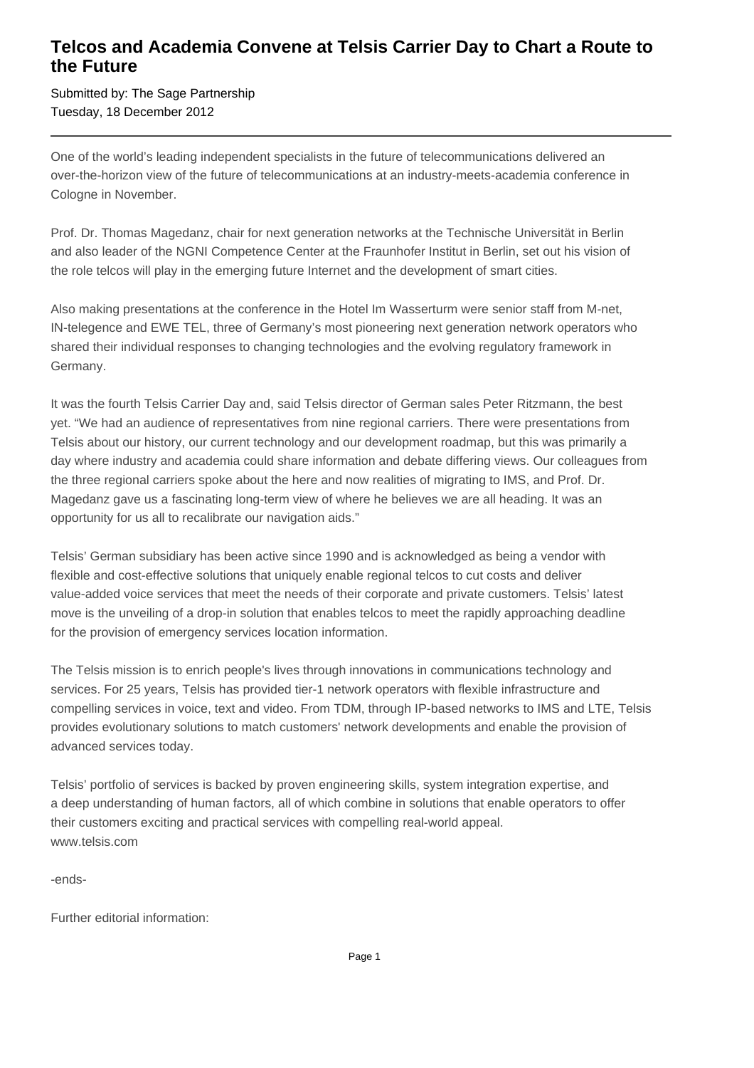# Telcos and Academia Convene at Telsis Carrier Day to Chart a Route to the Future

Submitted by: The Sage Partnership
Tuesday, 18 December 2012

---

One of the world's leading independent specialists in the future of telecommunications delivered an over-the-horizon view of the future of telecommunications at an industry-meets-academia conference in Cologne in November.

Prof. Dr. Thomas Magedanz, chair for next generation networks at the Technische Universität in Berlin and also leader of the NGNI Competence Center at the Fraunhofer Institut in Berlin, set out his vision of the role telcos will play in the emerging future Internet and the development of smart cities.

Also making presentations at the conference in the Hotel Im Wasserturm were senior staff from M-net, IN-telegence and EWE TEL, three of Germany's most pioneering next generation network operators who shared their individual responses to changing technologies and the evolving regulatory framework in Germany.

It was the fourth Telsis Carrier Day and, said Telsis director of German sales Peter Ritzmann, the best yet. "We had an audience of representatives from nine regional carriers. There were presentations from Telsis about our history, our current technology and our development roadmap, but this was primarily a day where industry and academia could share information and debate differing views. Our colleagues from the three regional carriers spoke about the here and now realities of migrating to IMS, and Prof. Dr. Magedanz gave us a fascinating long-term view of where he believes we are all heading. It was an opportunity for us all to recalibrate our navigation aids."

Telsis' German subsidiary has been active since 1990 and is acknowledged as being a vendor with flexible and cost-effective solutions that uniquely enable regional telcos to cut costs and deliver value-added voice services that meet the needs of their corporate and private customers. Telsis' latest move is the unveiling of a drop-in solution that enables telcos to meet the rapidly approaching deadline for the provision of emergency services location information.

The Telsis mission is to enrich people's lives through innovations in communications technology and services. For 25 years, Telsis has provided tier-1 network operators with flexible infrastructure and compelling services in voice, text and video. From TDM, through IP-based networks to IMS and LTE, Telsis provides evolutionary solutions to match customers' network developments and enable the provision of advanced services today.

Telsis' portfolio of services is backed by proven engineering skills, system integration expertise, and a deep understanding of human factors, all of which combine in solutions that enable operators to offer their customers exciting and practical services with compelling real-world appeal.
www.telsis.com

-ends-

Further editorial information: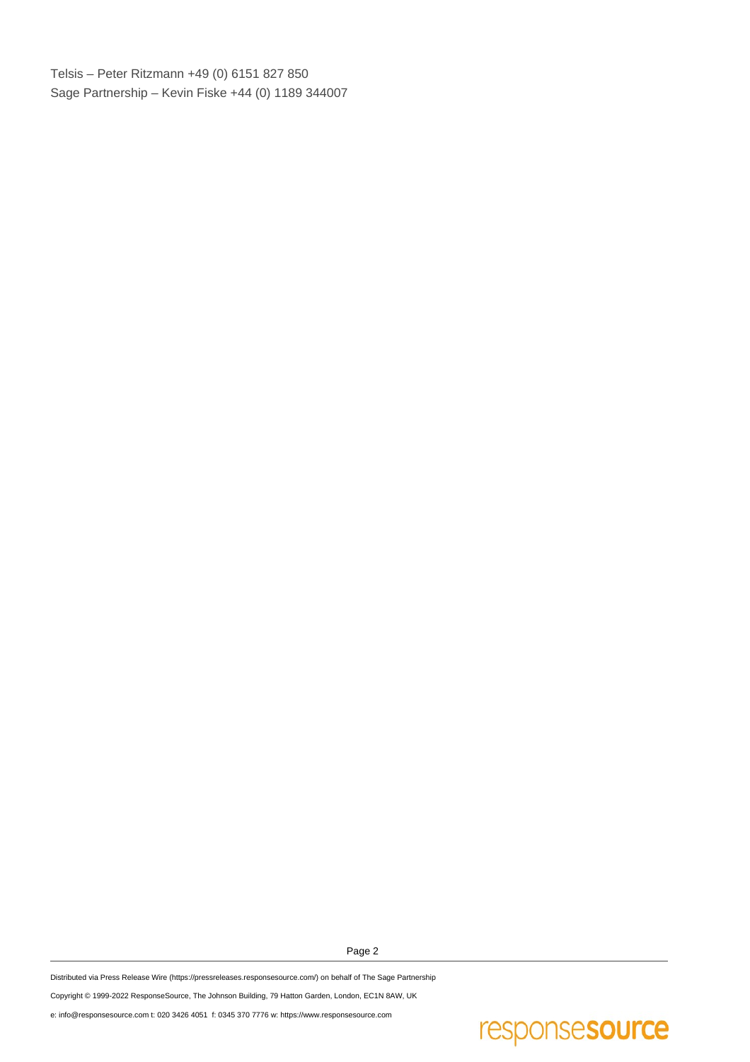Telsis – Peter Ritzmann +49 (0) 6151 827 850

Sage Partnership – Kevin Fiske +44 (0) 1189 344007